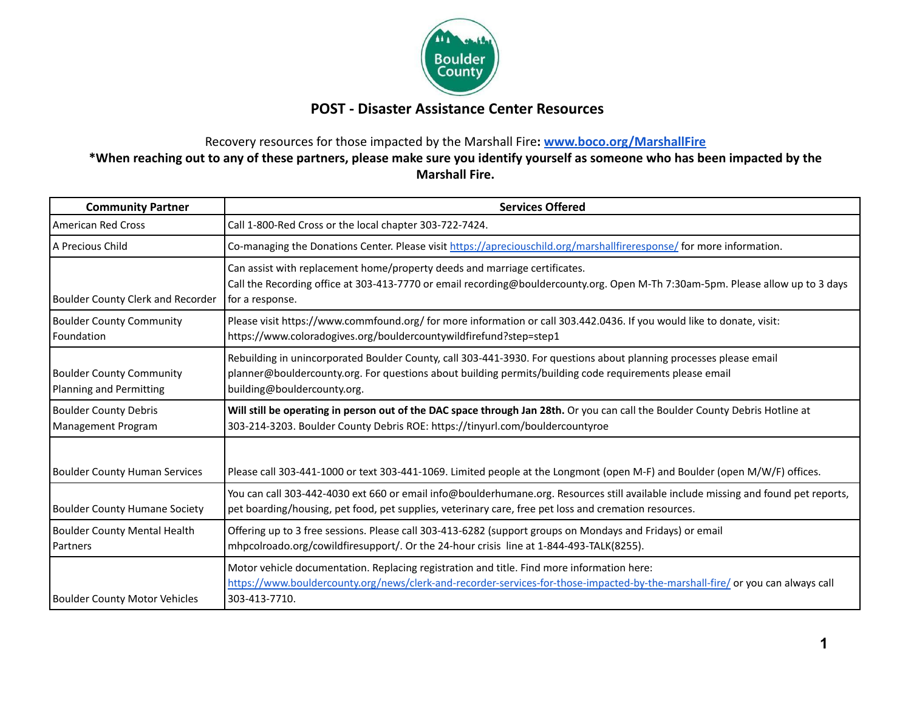# POST - Disaster Assistance Center Resources

Recovery resources for those impacted by the Marshall Fire**:** **[www.boco.org/MarshallFire](http://www.boco.org/MarshallFire)**

**\*When reaching out to any of these partners, please make sure you identify yourself as someone who has been impacted by the Marshall Fire.**

| Community Partner | Services Offered |
|---|---|
| American Red Cross | Call 1-800-Red Cross or the local chapter 303-722-7424. |
| A Precious Child | Co-managing the Donations Center. Please visit https://apreciouschild.org/marshallfireresponse/ for more information. |
| Boulder County Clerk and Recorder | Can assist with replacement home/property deeds and marriage certificates.<br>Call the Recording office at 303-413-7770 or email recording@bouldercounty.org. Open M-Th 7:30am-5pm. Please allow up to 3 days for a response. |
| Boulder County Community Foundation | Please visit https://www.commfound.org/ for more information or call 303.442.0436. If you would like to donate, visit: https://www.coloradogives.org/bouldercountywildfirefund?step=step1 |
| Boulder County Community Planning and Permitting | Rebuilding in unincorporated Boulder County, call 303-441-3930. For questions about planning processes please email planner@bouldercounty.org. For questions about building permits/building code requirements please email building@bouldercounty.org. |
| Boulder County Debris Management Program | **Will still be operating in person out of the DAC space through Jan 28th.** Or you can call the Boulder County Debris Hotline at 303-214-3203. Boulder County Debris ROE: https://tinyurl.com/bouldercountyroe |
| Boulder County Human Services | Please call 303-441-1000 or text 303-441-1069. Limited people at the Longmont (open M-F) and Boulder (open M/W/F) offices. |
| Boulder County Humane Society | You can call 303-442-4030 ext 660 or email info@boulderhumane.org. Resources still available include missing and found pet reports, pet boarding/housing, pet food, pet supplies, veterinary care, free pet loss and cremation resources. |
| Boulder County Mental Health Partners | Offering up to 3 free sessions. Please call 303-413-6282 (support groups on Mondays and Fridays) or email mhpcolroado.org/cowildfiresupport/. Or the 24-hour crisis line at 1-844-493-TALK(8255). |
| Boulder County Motor Vehicles | Motor vehicle documentation. Replacing registration and title. Find more information here: https://www.bouldercounty.org/news/clerk-and-recorder-services-for-those-impacted-by-the-marshall-fire/ or you can always call 303-413-7710. |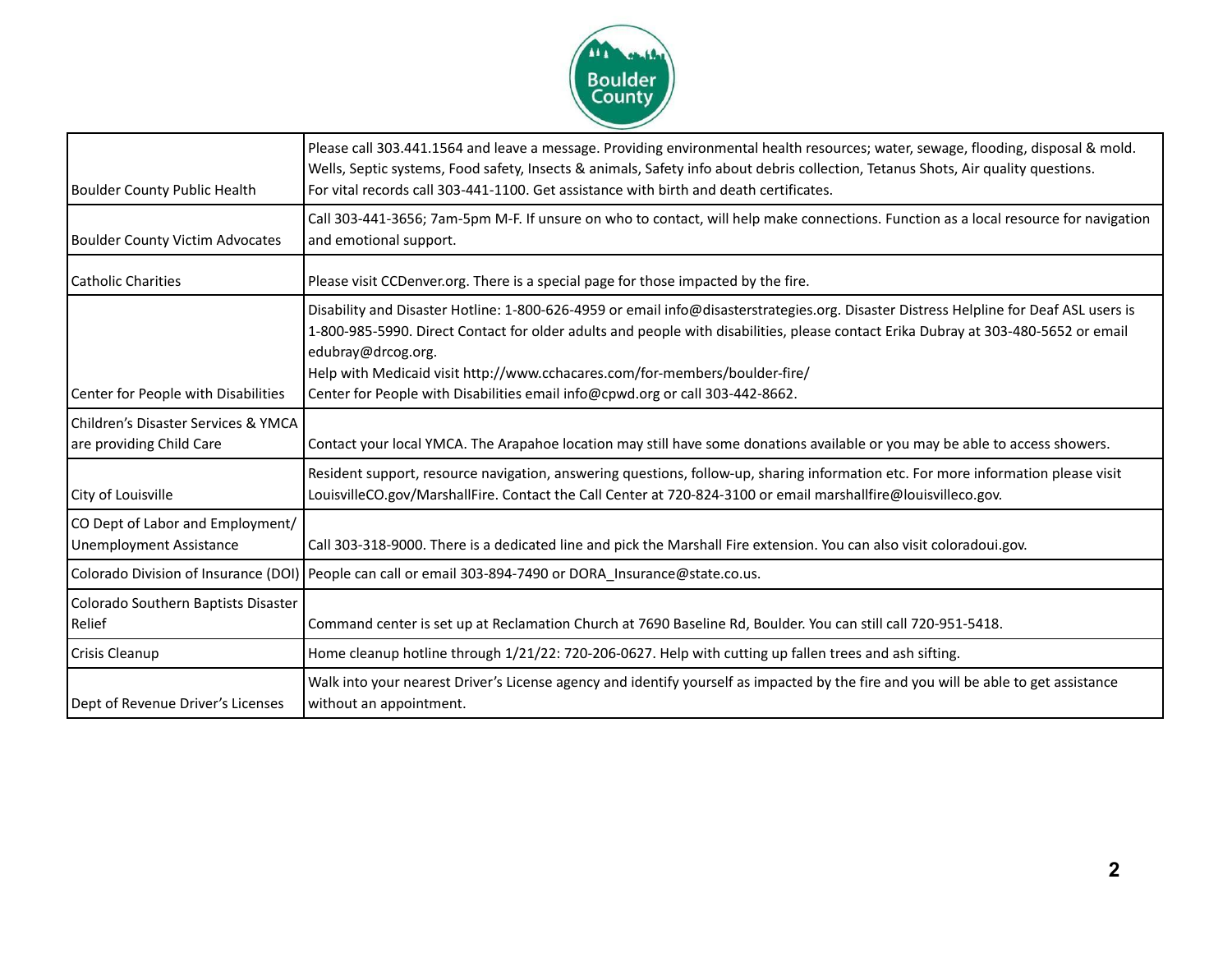| | |
|---|---|
| Boulder County Public Health | Please call 303.441.1564 and leave a message. Providing environmental health resources; water, sewage, flooding, disposal & mold. Wells, Septic systems, Food safety, Insects & animals, Safety info about debris collection, Tetanus Shots, Air quality questions. For vital records call 303-441-1100. Get assistance with birth and death certificates. |
| Boulder County Victim Advocates | Call 303-441-3656; 7am-5pm M-F. If unsure on who to contact, will help make connections. Function as a local resource for navigation and emotional support. |
| Catholic Charities | Please visit CCDenver.org. There is a special page for those impacted by the fire. |
| Center for People with Disabilities | Disability and Disaster Hotline: 1-800-626-4959 or email info@disasterstrategies.org. Disaster Distress Helpline for Deaf ASL users is 1-800-985-5990. Direct Contact for older adults and people with disabilities, please contact Erika Dubray at 303-480-5652 or email edubray@drcog.org. Help with Medicaid visit http://www.cchacares.com/for-members/boulder-fire/ Center for People with Disabilities email info@cpwd.org or call 303-442-8662. |
| Children's Disaster Services & YMCA are providing Child Care | Contact your local YMCA. The Arapahoe location may still have some donations available or you may be able to access showers. |
| City of Louisville | Resident support, resource navigation, answering questions, follow-up, sharing information etc. For more information please visit LouisvilleCO.gov/MarshallFire. Contact the Call Center at 720-824-3100 or email marshallfire@louisvilleco.gov. |
| CO Dept of Labor and Employment/ Unemployment Assistance | Call 303-318-9000. There is a dedicated line and pick the Marshall Fire extension. You can also visit coloradoui.gov. |
| Colorado Division of Insurance (DOI) | People can call or email 303-894-7490 or DORA_Insurance@state.co.us. |
| Colorado Southern Baptists Disaster Relief | Command center is set up at Reclamation Church at 7690 Baseline Rd, Boulder. You can still call 720-951-5418. |
| Crisis Cleanup | Home cleanup hotline through 1/21/22: 720-206-0627. Help with cutting up fallen trees and ash sifting. |
| Dept of Revenue Driver's Licenses | Walk into your nearest Driver's License agency and identify yourself as impacted by the fire and you will be able to get assistance without an appointment. |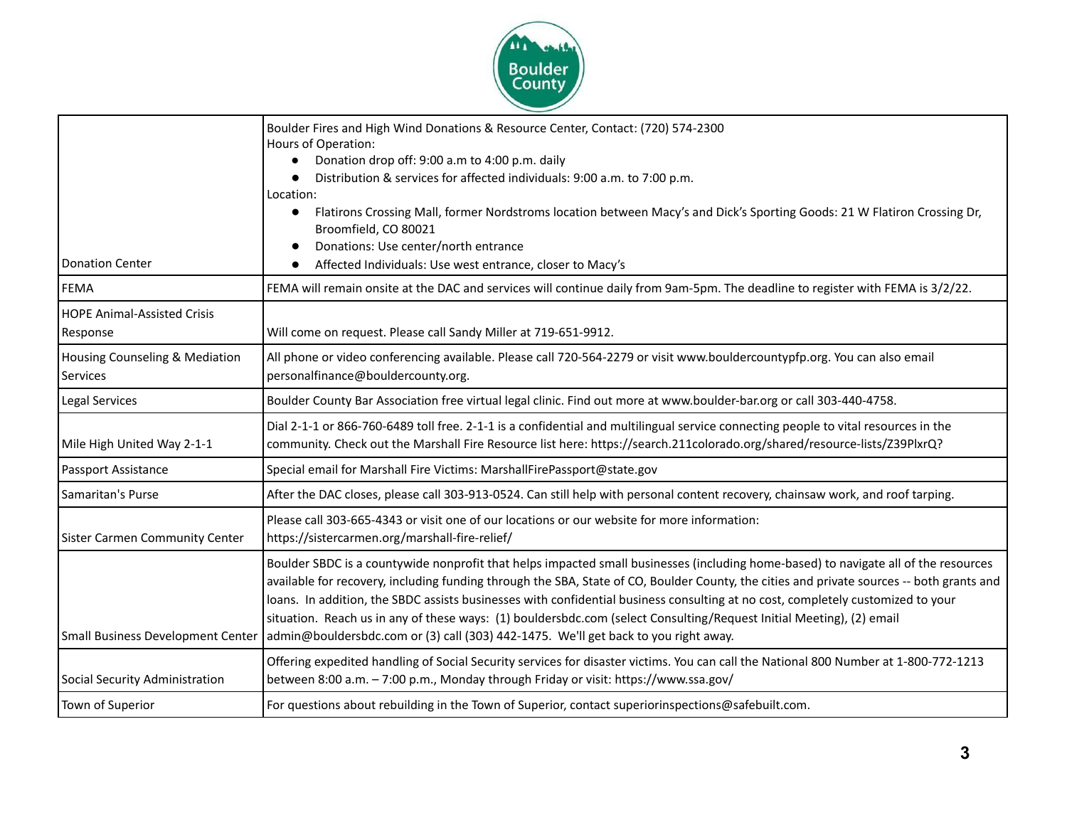| | |
|---|---|
| Donation Center | Boulder Fires and High Wind Donations & Resource Center, Contact: (720) 574-2300<br>Hours of Operation:<br>• Donation drop off: 9:00 a.m to 4:00 p.m. daily<br>• Distribution & services for affected individuals: 9:00 a.m. to 7:00 p.m.<br>Location:<br>• Flatirons Crossing Mall, former Nordstroms location between Macy's and Dick's Sporting Goods: 21 W Flatiron Crossing Dr, Broomfield, CO 80021<br>• Donations: Use center/north entrance<br>• Affected Individuals: Use west entrance, closer to Macy's |
| FEMA | FEMA will remain onsite at the DAC and services will continue daily from 9am-5pm. The deadline to register with FEMA is 3/2/22. |
| HOPE Animal-Assisted Crisis Response | Will come on request. Please call Sandy Miller at 719-651-9912. |
| Housing Counseling & Mediation Services | All phone or video conferencing available. Please call 720-564-2279 or visit www.bouldercountypfp.org. You can also email personalfinance@bouldercounty.org. |
| Legal Services | Boulder County Bar Association free virtual legal clinic. Find out more at www.boulder-bar.org or call 303-440-4758. |
| Mile High United Way 2-1-1 | Dial 2-1-1 or 866-760-6489 toll free. 2-1-1 is a confidential and multilingual service connecting people to vital resources in the community. Check out the Marshall Fire Resource list here: https://search.211colorado.org/shared/resource-lists/Z39PlxrQ? |
| Passport Assistance | Special email for Marshall Fire Victims: MarshallFirePassport@state.gov |
| Samaritan's Purse | After the DAC closes, please call 303-913-0524. Can still help with personal content recovery, chainsaw work, and roof tarping. |
| Sister Carmen Community Center | Please call 303-665-4343 or visit one of our locations or our website for more information: https://sistercarmen.org/marshall-fire-relief/ |
| Small Business Development Center | Boulder SBDC is a countywide nonprofit that helps impacted small businesses (including home-based) to navigate all of the resources available for recovery, including funding through the SBA, State of CO, Boulder County, the cities and private sources -- both grants and loans. In addition, the SBDC assists businesses with confidential business consulting at no cost, completely customized to your situation. Reach us in any of these ways: (1) bouldersbdc.com (select Consulting/Request Initial Meeting), (2) email admin@bouldersbdc.com or (3) call (303) 442-1475. We'll get back to you right away. |
| Social Security Administration | Offering expedited handling of Social Security services for disaster victims. You can call the National 800 Number at 1-800-772-1213 between 8:00 a.m. – 7:00 p.m., Monday through Friday or visit: https://www.ssa.gov/ |
| Town of Superior | For questions about rebuilding in the Town of Superior, contact superiorinspections@safebuilt.com. |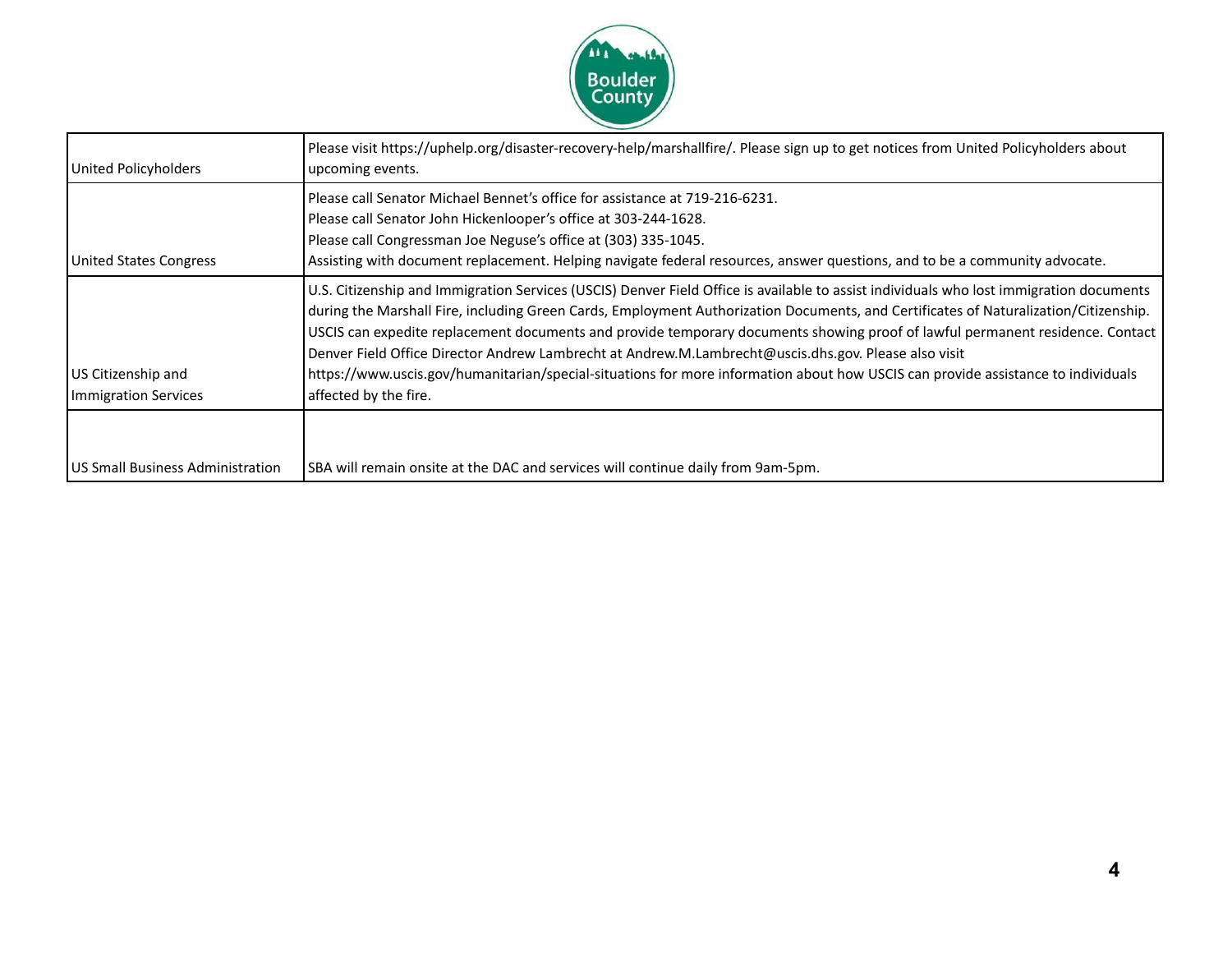| | |
|---|---|
| United Policyholders | Please visit https://uphelp.org/disaster-recovery-help/marshallfire/. Please sign up to get notices from United Policyholders about upcoming events. |
| United States Congress | Please call Senator Michael Bennet's office for assistance at 719-216-6231.<br>Please call Senator John Hickenlooper's office at 303-244-1628.<br>Please call Congressman Joe Neguse's office at (303) 335-1045.<br>Assisting with document replacement. Helping navigate federal resources, answer questions, and to be a community advocate. |
| US Citizenship and Immigration Services | U.S. Citizenship and Immigration Services (USCIS) Denver Field Office is available to assist individuals who lost immigration documents during the Marshall Fire, including Green Cards, Employment Authorization Documents, and Certificates of Naturalization/Citizenship. USCIS can expedite replacement documents and provide temporary documents showing proof of lawful permanent residence. Contact Denver Field Office Director Andrew Lambrecht at Andrew.M.Lambrecht@uscis.dhs.gov. Please also visit https://www.uscis.gov/humanitarian/special-situations for more information about how USCIS can provide assistance to individuals affected by the fire. |
| US Small Business Administration | SBA will remain onsite at the DAC and services will continue daily from 9am-5pm. |